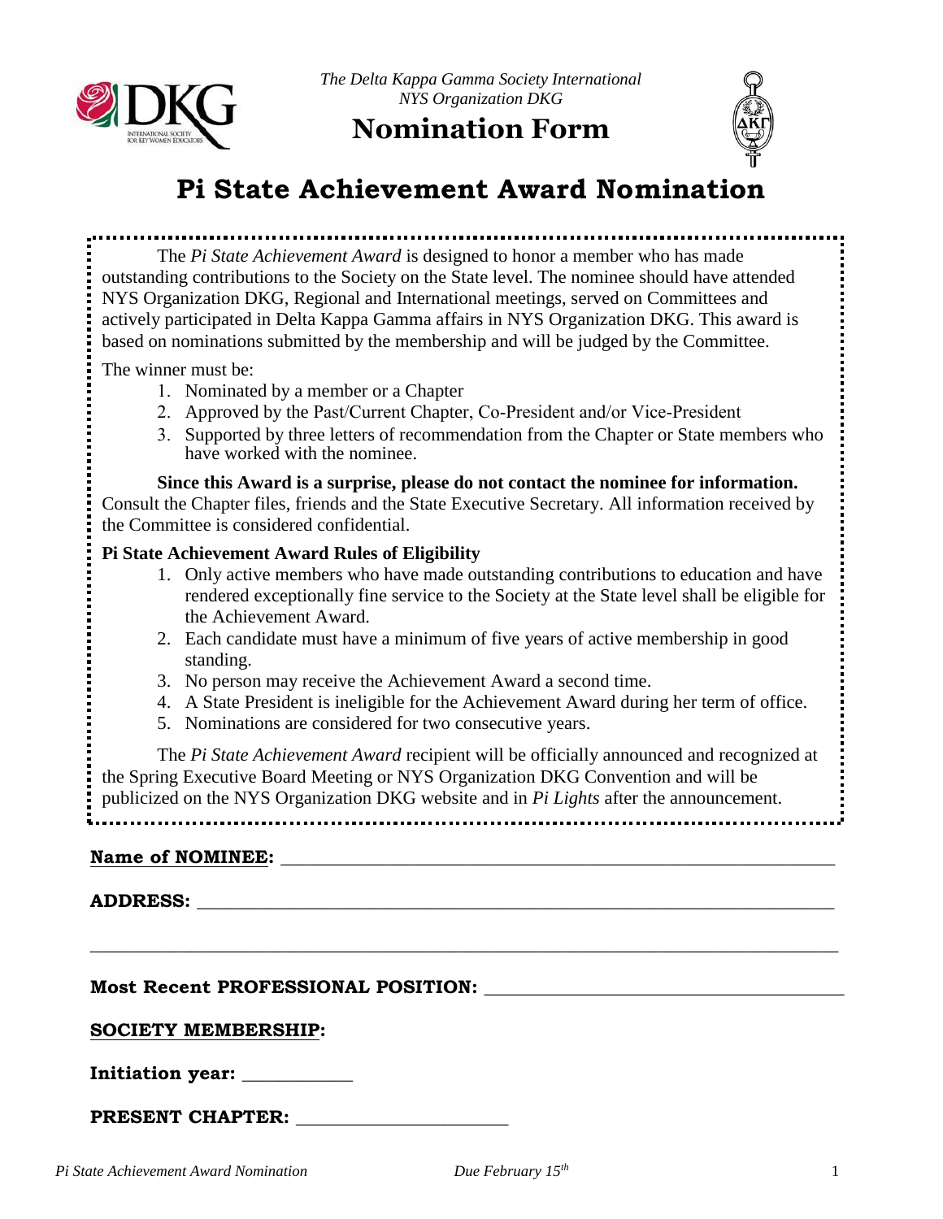*The Delta Kappa Gamma Society International*
*NYS Organization DKG*

# Nomination Form

# Pi State Achievement Award Nomination

The *Pi State Achievement Award* is designed to honor a member who has made outstanding contributions to the Society on the State level. The nominee should have attended NYS Organization DKG, Regional and International meetings, served on Committees and actively participated in Delta Kappa Gamma affairs in NYS Organization DKG. This award is based on nominations submitted by the membership and will be judged by the Committee.

The winner must be:

1. Nominated by a member or a Chapter
2. Approved by the Past/Current Chapter, Co-President and/or Vice-President
3. Supported by three letters of recommendation from the Chapter or State members who have worked with the nominee.

**Since this Award is a surprise, please do not contact the nominee for information.** Consult the Chapter files, friends and the State Executive Secretary. All information received by the Committee is considered confidential.

**Pi State Achievement Award Rules of Eligibility**

1. Only active members who have made outstanding contributions to education and have rendered exceptionally fine service to the Society at the State level shall be eligible for the Achievement Award.
2. Each candidate must have a minimum of five years of active membership in good standing.
3. No person may receive the Achievement Award a second time.
4. A State President is ineligible for the Achievement Award during her term of office.
5. Nominations are considered for two consecutive years.

The *Pi State Achievement Award* recipient will be officially announced and recognized at the Spring Executive Board Meeting or NYS Organization DKG Convention and will be publicized on the NYS Organization DKG website and in *Pi Lights* after the announcement.

**Name of NOMINEE:** ____________________________________________________________

**ADDRESS:** ____________________________________________________________________

________________________________________________________________________________

**Most Recent PROFESSIONAL POSITION:** _____________________________________

**SOCIETY MEMBERSHIP:**

**Initiation year:** ___________

**PRESENT CHAPTER:** ______________________

*Pi State Achievement Award Nomination* *Due February 15th*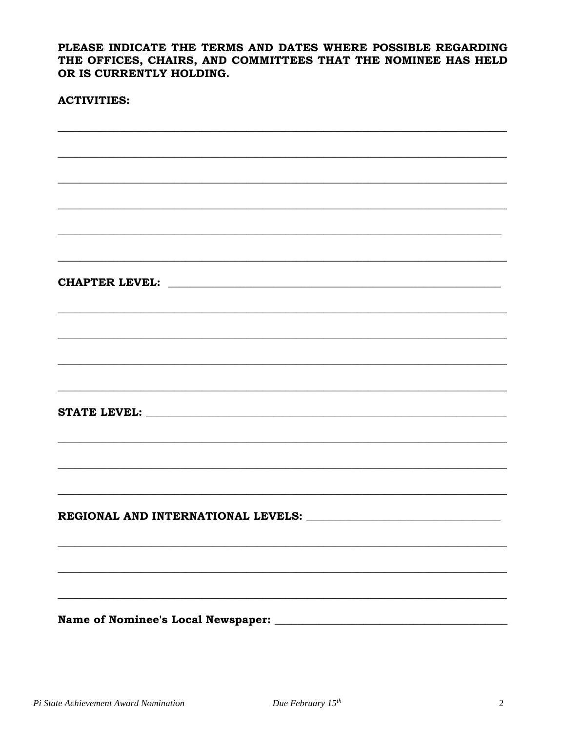**PLEASE INDICATE THE TERMS AND DATES WHERE POSSIBLE REGARDING THE OFFICES, CHAIRS, AND COMMITTEES THAT THE NOMINEE HAS HELD OR IS CURRENTLY HOLDING.**

**ACTIVITIES:**

\_\_\_\_\_\_\_\_\_\_\_\_\_\_\_\_\_\_\_\_\_\_\_\_\_\_\_\_\_\_\_\_\_\_\_\_\_\_\_\_\_\_\_\_\_\_\_\_\_\_\_\_\_\_\_\_\_\_\_\_\_\_\_\_\_\_\_\_\_\_\_\_\_\_\_\_\_\_

\_\_\_\_\_\_\_\_\_\_\_\_\_\_\_\_\_\_\_\_\_\_\_\_\_\_\_\_\_\_\_\_\_\_\_\_\_\_\_\_\_\_\_\_\_\_\_\_\_\_\_\_\_\_\_\_\_\_\_\_\_\_\_\_\_\_\_\_\_\_\_\_\_\_\_\_\_\_

\_\_\_\_\_\_\_\_\_\_\_\_\_\_\_\_\_\_\_\_\_\_\_\_\_\_\_\_\_\_\_\_\_\_\_\_\_\_\_\_\_\_\_\_\_\_\_\_\_\_\_\_\_\_\_\_\_\_\_\_\_\_\_\_\_\_\_\_\_\_\_\_\_\_\_\_\_\_

\_\_\_\_\_\_\_\_\_\_\_\_\_\_\_\_\_\_\_\_\_\_\_\_\_\_\_\_\_\_\_\_\_\_\_\_\_\_\_\_\_\_\_\_\_\_\_\_\_\_\_\_\_\_\_\_\_\_\_\_\_\_\_\_\_\_\_\_\_\_\_\_\_\_\_\_\_\_

\_\_\_\_\_\_\_\_\_\_\_\_\_\_\_\_\_\_\_\_\_\_\_\_\_\_\_\_\_\_\_\_\_\_\_\_\_\_\_\_\_\_\_\_\_\_\_\_\_\_\_\_\_\_\_\_\_\_\_\_\_\_\_\_\_\_\_\_\_\_\_\_\_\_\_\_\_\_

\_\_\_\_\_\_\_\_\_\_\_\_\_\_\_\_\_\_\_\_\_\_\_\_\_\_\_\_\_\_\_\_\_\_\_\_\_\_\_\_\_\_\_\_\_\_\_\_\_\_\_\_\_\_\_\_\_\_\_\_\_\_\_\_\_\_\_\_\_\_\_\_\_\_\_\_\_\_

**CHAPTER LEVEL:** \_\_\_\_\_\_\_\_\_\_\_\_\_\_\_\_\_\_\_\_\_\_\_\_\_\_\_\_\_\_\_\_\_\_\_\_\_\_\_\_\_\_\_\_\_\_\_\_\_\_\_\_\_\_\_\_\_\_\_\_

\_\_\_\_\_\_\_\_\_\_\_\_\_\_\_\_\_\_\_\_\_\_\_\_\_\_\_\_\_\_\_\_\_\_\_\_\_\_\_\_\_\_\_\_\_\_\_\_\_\_\_\_\_\_\_\_\_\_\_\_\_\_\_\_\_\_\_\_\_\_\_\_\_\_\_\_\_\_

\_\_\_\_\_\_\_\_\_\_\_\_\_\_\_\_\_\_\_\_\_\_\_\_\_\_\_\_\_\_\_\_\_\_\_\_\_\_\_\_\_\_\_\_\_\_\_\_\_\_\_\_\_\_\_\_\_\_\_\_\_\_\_\_\_\_\_\_\_\_\_\_\_\_\_\_\_\_

\_\_\_\_\_\_\_\_\_\_\_\_\_\_\_\_\_\_\_\_\_\_\_\_\_\_\_\_\_\_\_\_\_\_\_\_\_\_\_\_\_\_\_\_\_\_\_\_\_\_\_\_\_\_\_\_\_\_\_\_\_\_\_\_\_\_\_\_\_\_\_\_\_\_\_\_\_\_

\_\_\_\_\_\_\_\_\_\_\_\_\_\_\_\_\_\_\_\_\_\_\_\_\_\_\_\_\_\_\_\_\_\_\_\_\_\_\_\_\_\_\_\_\_\_\_\_\_\_\_\_\_\_\_\_\_\_\_\_\_\_\_\_\_\_\_\_\_\_\_\_\_\_\_\_\_\_

**STATE LEVEL:** \_\_\_\_\_\_\_\_\_\_\_\_\_\_\_\_\_\_\_\_\_\_\_\_\_\_\_\_\_\_\_\_\_\_\_\_\_\_\_\_\_\_\_\_\_\_\_\_\_\_\_\_\_\_\_\_\_\_\_\_\_\_

\_\_\_\_\_\_\_\_\_\_\_\_\_\_\_\_\_\_\_\_\_\_\_\_\_\_\_\_\_\_\_\_\_\_\_\_\_\_\_\_\_\_\_\_\_\_\_\_\_\_\_\_\_\_\_\_\_\_\_\_\_\_\_\_\_\_\_\_\_\_\_\_\_\_\_\_\_\_

\_\_\_\_\_\_\_\_\_\_\_\_\_\_\_\_\_\_\_\_\_\_\_\_\_\_\_\_\_\_\_\_\_\_\_\_\_\_\_\_\_\_\_\_\_\_\_\_\_\_\_\_\_\_\_\_\_\_\_\_\_\_\_\_\_\_\_\_\_\_\_\_\_\_\_\_\_\_

\_\_\_\_\_\_\_\_\_\_\_\_\_\_\_\_\_\_\_\_\_\_\_\_\_\_\_\_\_\_\_\_\_\_\_\_\_\_\_\_\_\_\_\_\_\_\_\_\_\_\_\_\_\_\_\_\_\_\_\_\_\_\_\_\_\_\_\_\_\_\_\_\_\_\_\_\_\_

**REGIONAL AND INTERNATIONAL LEVELS:** \_\_\_\_\_\_\_\_\_\_\_\_\_\_\_\_\_\_\_\_\_\_\_\_\_\_\_\_\_\_\_\_\_\_\_

\_\_\_\_\_\_\_\_\_\_\_\_\_\_\_\_\_\_\_\_\_\_\_\_\_\_\_\_\_\_\_\_\_\_\_\_\_\_\_\_\_\_\_\_\_\_\_\_\_\_\_\_\_\_\_\_\_\_\_\_\_\_\_\_\_\_\_\_\_\_\_\_\_\_\_\_\_\_

\_\_\_\_\_\_\_\_\_\_\_\_\_\_\_\_\_\_\_\_\_\_\_\_\_\_\_\_\_\_\_\_\_\_\_\_\_\_\_\_\_\_\_\_\_\_\_\_\_\_\_\_\_\_\_\_\_\_\_\_\_\_\_\_\_\_\_\_\_\_\_\_\_\_\_\_\_\_

\_\_\_\_\_\_\_\_\_\_\_\_\_\_\_\_\_\_\_\_\_\_\_\_\_\_\_\_\_\_\_\_\_\_\_\_\_\_\_\_\_\_\_\_\_\_\_\_\_\_\_\_\_\_\_\_\_\_\_\_\_\_\_\_\_\_\_\_\_\_\_\_\_\_\_\_\_\_

**Name of Nominee's Local Newspaper:** \_\_\_\_\_\_\_\_\_\_\_\_\_\_\_\_\_\_\_\_\_\_\_\_\_\_\_\_\_\_\_\_\_\_\_\_\_\_\_\_\_\_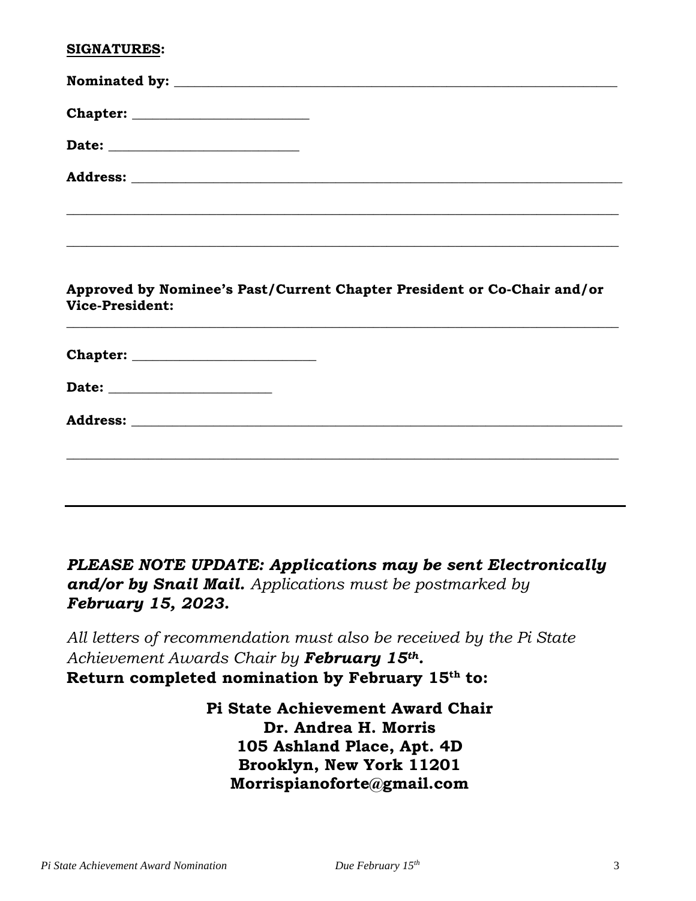**<u>SIGNATURES</u>:**

**Nominated by:** ______________________________________________________________________

**Chapter:** __________________________

**Date:** ____________________________

**Address:** ______________________________________________________________________

______________________________________________________________________________

______________________________________________________________________________

**Approved by Nominee's Past/Current Chapter President or Co-Chair and/or Vice-President:**

______________________________________________________________________________

**Chapter:** ___________________________

**Date:** _______________________

**Address:** ______________________________________________________________________

______________________________________________________________________________

---

***PLEASE NOTE UPDATE: Applications may be sent Electronically and/or by Snail Mail.*** *Applications must be postmarked by* ***February 15, 2023.***

*All letters of recommendation must also be received by the Pi State Achievement Awards Chair by* ***February 15th.***

**Return completed nomination by February 15th to:**

**Pi State Achievement Award Chair**
**Dr. Andrea H. Morris**
**105 Ashland Place, Apt. 4D**
**Brooklyn, New York 11201**
**Morrispianoforte@gmail.com**